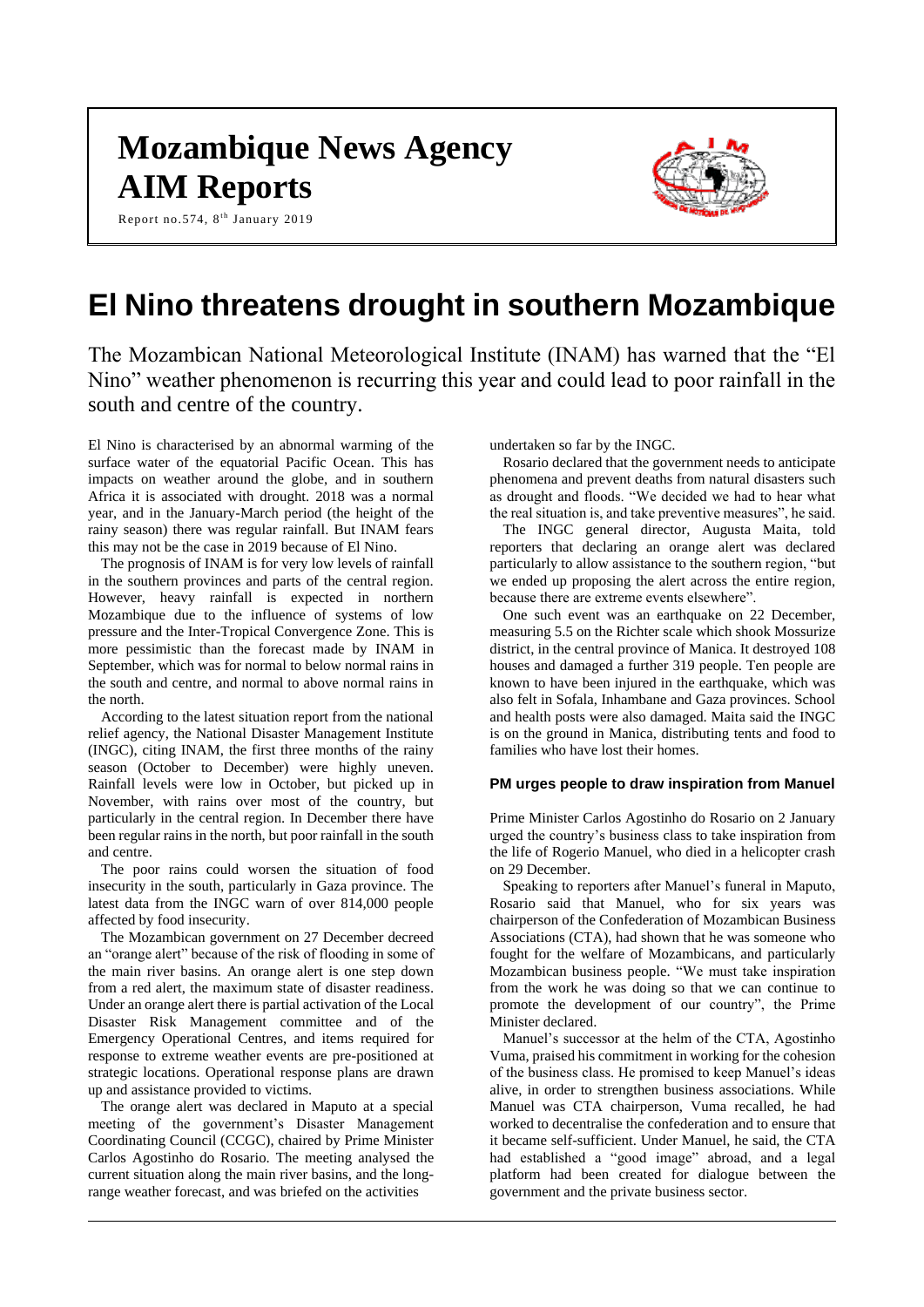# Mozambique News Agency
# AIM Reports

Report no.574, 8th January 2019

# El Nino threatens drought in southern Mozambique

The Mozambican National Meteorological Institute (INAM) has warned that the "El Nino" weather phenomenon is recurring this year and could lead to poor rainfall in the south and centre of the country.

El Nino is characterised by an abnormal warming of the surface water of the equatorial Pacific Ocean. This has impacts on weather around the globe, and in southern Africa it is associated with drought. 2018 was a normal year, and in the January-March period (the height of the rainy season) there was regular rainfall. But INAM fears this may not be the case in 2019 because of El Nino.

The prognosis of INAM is for very low levels of rainfall in the southern provinces and parts of the central region. However, heavy rainfall is expected in northern Mozambique due to the influence of systems of low pressure and the Inter-Tropical Convergence Zone. This is more pessimistic than the forecast made by INAM in September, which was for normal to below normal rains in the south and centre, and normal to above normal rains in the north.

According to the latest situation report from the national relief agency, the National Disaster Management Institute (INGC), citing INAM, the first three months of the rainy season (October to December) were highly uneven. Rainfall levels were low in October, but picked up in November, with rains over most of the country, but particularly in the central region. In December there have been regular rains in the north, but poor rainfall in the south and centre.

The poor rains could worsen the situation of food insecurity in the south, particularly in Gaza province. The latest data from the INGC warn of over 814,000 people affected by food insecurity.

The Mozambican government on 27 December decreed an "orange alert" because of the risk of flooding in some of the main river basins. An orange alert is one step down from a red alert, the maximum state of disaster readiness. Under an orange alert there is partial activation of the Local Disaster Risk Management committee and of the Emergency Operational Centres, and items required for response to extreme weather events are pre-positioned at strategic locations. Operational response plans are drawn up and assistance provided to victims.

The orange alert was declared in Maputo at a special meeting of the government's Disaster Management Coordinating Council (CCGC), chaired by Prime Minister Carlos Agostinho do Rosario. The meeting analysed the current situation along the main river basins, and the long-range weather forecast, and was briefed on the activities undertaken so far by the INGC.

Rosario declared that the government needs to anticipate phenomena and prevent deaths from natural disasters such as drought and floods. "We decided we had to hear what the real situation is, and take preventive measures", he said.

The INGC general director, Augusta Maita, told reporters that declaring an orange alert was declared particularly to allow assistance to the southern region, "but we ended up proposing the alert across the entire region, because there are extreme events elsewhere".

One such event was an earthquake on 22 December, measuring 5.5 on the Richter scale which shook Mossurize district, in the central province of Manica. It destroyed 108 houses and damaged a further 319 people. Ten people are known to have been injured in the earthquake, which was also felt in Sofala, Inhambane and Gaza provinces. School and health posts were also damaged. Maita said the INGC is on the ground in Manica, distributing tents and food to families who have lost their homes.

### PM urges people to draw inspiration from Manuel

Prime Minister Carlos Agostinho do Rosario on 2 January urged the country's business class to take inspiration from the life of Rogerio Manuel, who died in a helicopter crash on 29 December.

Speaking to reporters after Manuel's funeral in Maputo, Rosario said that Manuel, who for six years was chairperson of the Confederation of Mozambican Business Associations (CTA), had shown that he was someone who fought for the welfare of Mozambicans, and particularly Mozambican business people. "We must take inspiration from the work he was doing so that we can continue to promote the development of our country", the Prime Minister declared.

Manuel's successor at the helm of the CTA, Agostinho Vuma, praised his commitment in working for the cohesion of the business class. He promised to keep Manuel's ideas alive, in order to strengthen business associations. While Manuel was CTA chairperson, Vuma recalled, he had worked to decentralise the confederation and to ensure that it became self-sufficient. Under Manuel, he said, the CTA had established a "good image" abroad, and a legal platform had been created for dialogue between the government and the private business sector.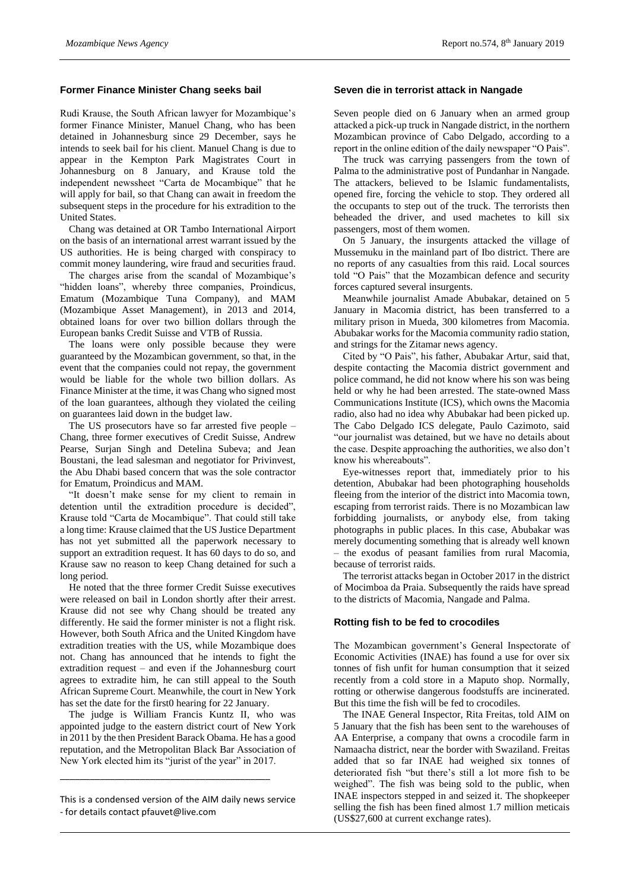## Former Finance Minister Chang seeks bail

Rudi Krause, the South African lawyer for Mozambique's former Finance Minister, Manuel Chang, who has been detained in Johannesburg since 29 December, says he intends to seek bail for his client. Manuel Chang is due to appear in the Kempton Park Magistrates Court in Johannesburg on 8 January, and Krause told the independent newssheet "Carta de Mocambique" that he will apply for bail, so that Chang can await in freedom the subsequent steps in the procedure for his extradition to the United States.

Chang was detained at OR Tambo International Airport on the basis of an international arrest warrant issued by the US authorities. He is being charged with conspiracy to commit money laundering, wire fraud and securities fraud.

The charges arise from the scandal of Mozambique's "hidden loans", whereby three companies, Proindicus, Ematum (Mozambique Tuna Company), and MAM (Mozambique Asset Management), in 2013 and 2014, obtained loans for over two billion dollars through the European banks Credit Suisse and VTB of Russia.

The loans were only possible because they were guaranteed by the Mozambican government, so that, in the event that the companies could not repay, the government would be liable for the whole two billion dollars. As Finance Minister at the time, it was Chang who signed most of the loan guarantees, although they violated the ceiling on guarantees laid down in the budget law.

The US prosecutors have so far arrested five people – Chang, three former executives of Credit Suisse, Andrew Pearse, Surjan Singh and Detelina Subeva; and Jean Boustani, the lead salesman and negotiator for Privinvest, the Abu Dhabi based concern that was the sole contractor for Ematum, Proindicus and MAM.

"It doesn't make sense for my client to remain in detention until the extradition procedure is decided", Krause told "Carta de Mocambique". That could still take a long time: Krause claimed that the US Justice Department has not yet submitted all the paperwork necessary to support an extradition request. It has 60 days to do so, and Krause saw no reason to keep Chang detained for such a long period.

He noted that the three former Credit Suisse executives were released on bail in London shortly after their arrest. Krause did not see why Chang should be treated any differently. He said the former minister is not a flight risk. However, both South Africa and the United Kingdom have extradition treaties with the US, while Mozambique does not. Chang has announced that he intends to fight the extradition request – and even if the Johannesburg court agrees to extradite him, he can still appeal to the South African Supreme Court. Meanwhile, the court in New York has set the date for the first0 hearing for 22 January.

The judge is William Francis Kuntz II, who was appointed judge to the eastern district court of New York in 2011 by the then President Barack Obama. He has a good reputation, and the Metropolitan Black Bar Association of New York elected him its "jurist of the year" in 2017.

---

This is a condensed version of the AIM daily news service - for details contact pfauvet@live.com

## Seven die in terrorist attack in Nangade

Seven people died on 6 January when an armed group attacked a pick-up truck in Nangade district, in the northern Mozambican province of Cabo Delgado, according to a report in the online edition of the daily newspaper "O Pais".

The truck was carrying passengers from the town of Palma to the administrative post of Pundanhar in Nangade. The attackers, believed to be Islamic fundamentalists, opened fire, forcing the vehicle to stop. They ordered all the occupants to step out of the truck. The terrorists then beheaded the driver, and used machetes to kill six passengers, most of them women.

On 5 January, the insurgents attacked the village of Mussemuku in the mainland part of Ibo district. There are no reports of any casualties from this raid. Local sources told "O Pais" that the Mozambican defence and security forces captured several insurgents.

Meanwhile journalist Amade Abubakar, detained on 5 January in Macomia district, has been transferred to a military prison in Mueda, 300 kilometres from Macomia. Abubakar works for the Macomia community radio station, and strings for the Zitamar news agency.

Cited by "O Pais", his father, Abubakar Artur, said that, despite contacting the Macomia district government and police command, he did not know where his son was being held or why he had been arrested. The state-owned Mass Communications Institute (ICS), which owns the Macomia radio, also had no idea why Abubakar had been picked up. The Cabo Delgado ICS delegate, Paulo Cazimoto, said "our journalist was detained, but we have no details about the case. Despite approaching the authorities, we also don't know his whereabouts".

Eye-witnesses report that, immediately prior to his detention, Abubakar had been photographing households fleeing from the interior of the district into Macomia town, escaping from terrorist raids. There is no Mozambican law forbidding journalists, or anybody else, from taking photographs in public places. In this case, Abubakar was merely documenting something that is already well known – the exodus of peasant families from rural Macomia, because of terrorist raids.

The terrorist attacks began in October 2017 in the district of Mocimboa da Praia. Subsequently the raids have spread to the districts of Macomia, Nangade and Palma.

## Rotting fish to be fed to crocodiles

The Mozambican government's General Inspectorate of Economic Activities (INAE) has found a use for over six tonnes of fish unfit for human consumption that it seized recently from a cold store in a Maputo shop. Normally, rotting or otherwise dangerous foodstuffs are incinerated. But this time the fish will be fed to crocodiles.

The INAE General Inspector, Rita Freitas, told AIM on 5 January that the fish has been sent to the warehouses of AA Enterprise, a company that owns a crocodile farm in Namaacha district, near the border with Swaziland. Freitas added that so far INAE had weighed six tonnes of deteriorated fish "but there's still a lot more fish to be weighed". The fish was being sold to the public, when INAE inspectors stepped in and seized it. The shopkeeper selling the fish has been fined almost 1.7 million meticais (US$27,600 at current exchange rates).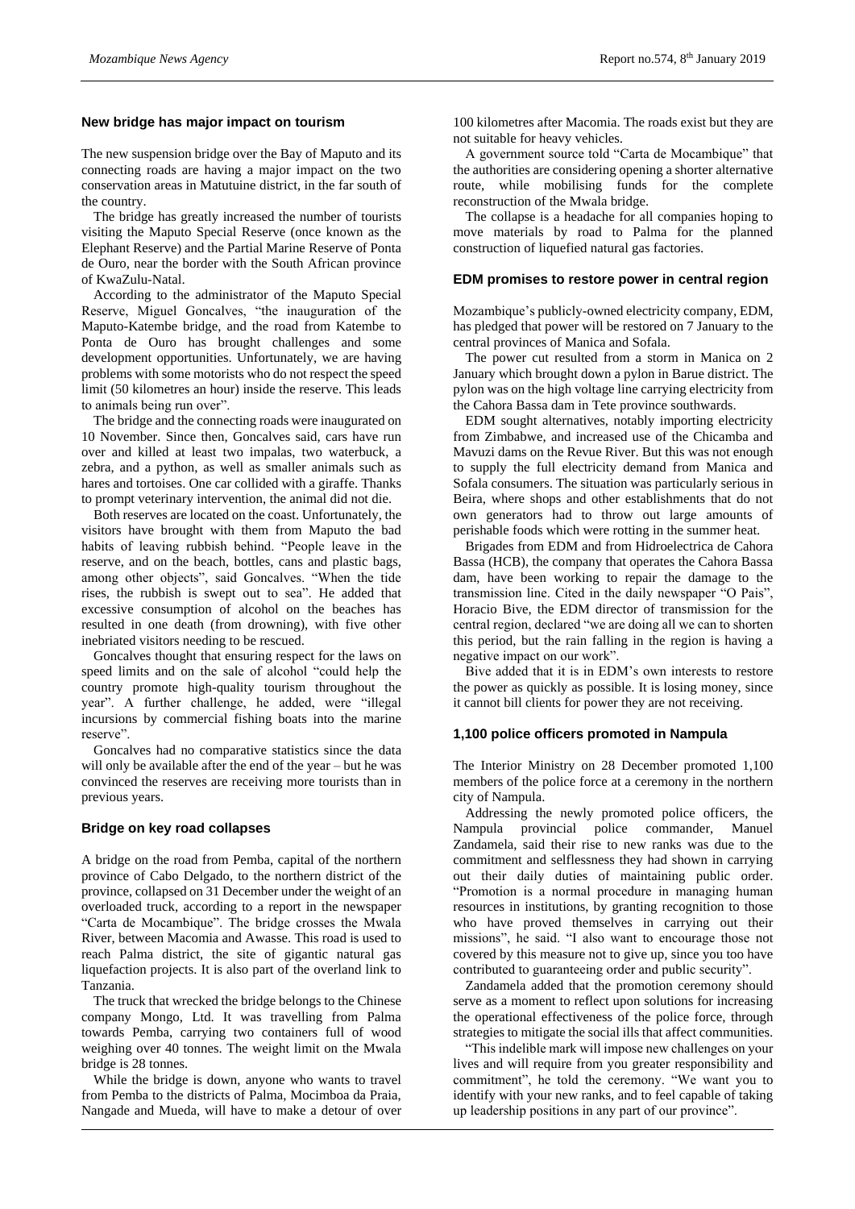## New bridge has major impact on tourism

The new suspension bridge over the Bay of Maputo and its connecting roads are having a major impact on the two conservation areas in Matutuine district, in the far south of the country.

The bridge has greatly increased the number of tourists visiting the Maputo Special Reserve (once known as the Elephant Reserve) and the Partial Marine Reserve of Ponta de Ouro, near the border with the South African province of KwaZulu-Natal.

According to the administrator of the Maputo Special Reserve, Miguel Goncalves, "the inauguration of the Maputo-Katembe bridge, and the road from Katembe to Ponta de Ouro has brought challenges and some development opportunities. Unfortunately, we are having problems with some motorists who do not respect the speed limit (50 kilometres an hour) inside the reserve. This leads to animals being run over".

The bridge and the connecting roads were inaugurated on 10 November. Since then, Goncalves said, cars have run over and killed at least two impalas, two waterbuck, a zebra, and a python, as well as smaller animals such as hares and tortoises. One car collided with a giraffe. Thanks to prompt veterinary intervention, the animal did not die.

Both reserves are located on the coast. Unfortunately, the visitors have brought with them from Maputo the bad habits of leaving rubbish behind. "People leave in the reserve, and on the beach, bottles, cans and plastic bags, among other objects", said Goncalves. "When the tide rises, the rubbish is swept out to sea". He added that excessive consumption of alcohol on the beaches has resulted in one death (from drowning), with five other inebriated visitors needing to be rescued.

Goncalves thought that ensuring respect for the laws on speed limits and on the sale of alcohol "could help the country promote high-quality tourism throughout the year". A further challenge, he added, were "illegal incursions by commercial fishing boats into the marine reserve".

Goncalves had no comparative statistics since the data will only be available after the end of the year – but he was convinced the reserves are receiving more tourists than in previous years.

## Bridge on key road collapses

A bridge on the road from Pemba, capital of the northern province of Cabo Delgado, to the northern district of the province, collapsed on 31 December under the weight of an overloaded truck, according to a report in the newspaper "Carta de Mocambique". The bridge crosses the Mwala River, between Macomia and Awasse. This road is used to reach Palma district, the site of gigantic natural gas liquefaction projects. It is also part of the overland link to Tanzania.

The truck that wrecked the bridge belongs to the Chinese company Mongo, Ltd. It was travelling from Palma towards Pemba, carrying two containers full of wood weighing over 40 tonnes. The weight limit on the Mwala bridge is 28 tonnes.

While the bridge is down, anyone who wants to travel from Pemba to the districts of Palma, Mocimboa da Praia, Nangade and Mueda, will have to make a detour of over 100 kilometres after Macomia. The roads exist but they are not suitable for heavy vehicles.

A government source told "Carta de Mocambique" that the authorities are considering opening a shorter alternative route, while mobilising funds for the complete reconstruction of the Mwala bridge.

The collapse is a headache for all companies hoping to move materials by road to Palma for the planned construction of liquefied natural gas factories.

## EDM promises to restore power in central region

Mozambique's publicly-owned electricity company, EDM, has pledged that power will be restored on 7 January to the central provinces of Manica and Sofala.

The power cut resulted from a storm in Manica on 2 January which brought down a pylon in Barue district. The pylon was on the high voltage line carrying electricity from the Cahora Bassa dam in Tete province southwards.

EDM sought alternatives, notably importing electricity from Zimbabwe, and increased use of the Chicamba and Mavuzi dams on the Revue River. But this was not enough to supply the full electricity demand from Manica and Sofala consumers. The situation was particularly serious in Beira, where shops and other establishments that do not own generators had to throw out large amounts of perishable foods which were rotting in the summer heat.

Brigades from EDM and from Hidroelectrica de Cahora Bassa (HCB), the company that operates the Cahora Bassa dam, have been working to repair the damage to the transmission line. Cited in the daily newspaper "O Pais", Horacio Bive, the EDM director of transmission for the central region, declared "we are doing all we can to shorten this period, but the rain falling in the region is having a negative impact on our work".

Bive added that it is in EDM's own interests to restore the power as quickly as possible. It is losing money, since it cannot bill clients for power they are not receiving.

## 1,100 police officers promoted in Nampula

The Interior Ministry on 28 December promoted 1,100 members of the police force at a ceremony in the northern city of Nampula.

Addressing the newly promoted police officers, the Nampula provincial police commander, Manuel Zandamela, said their rise to new ranks was due to the commitment and selflessness they had shown in carrying out their daily duties of maintaining public order. "Promotion is a normal procedure in managing human resources in institutions, by granting recognition to those who have proved themselves in carrying out their missions", he said. "I also want to encourage those not covered by this measure not to give up, since you too have contributed to guaranteeing order and public security".

Zandamela added that the promotion ceremony should serve as a moment to reflect upon solutions for increasing the operational effectiveness of the police force, through strategies to mitigate the social ills that affect communities.

"This indelible mark will impose new challenges on your lives and will require from you greater responsibility and commitment", he told the ceremony. "We want you to identify with your new ranks, and to feel capable of taking up leadership positions in any part of our province".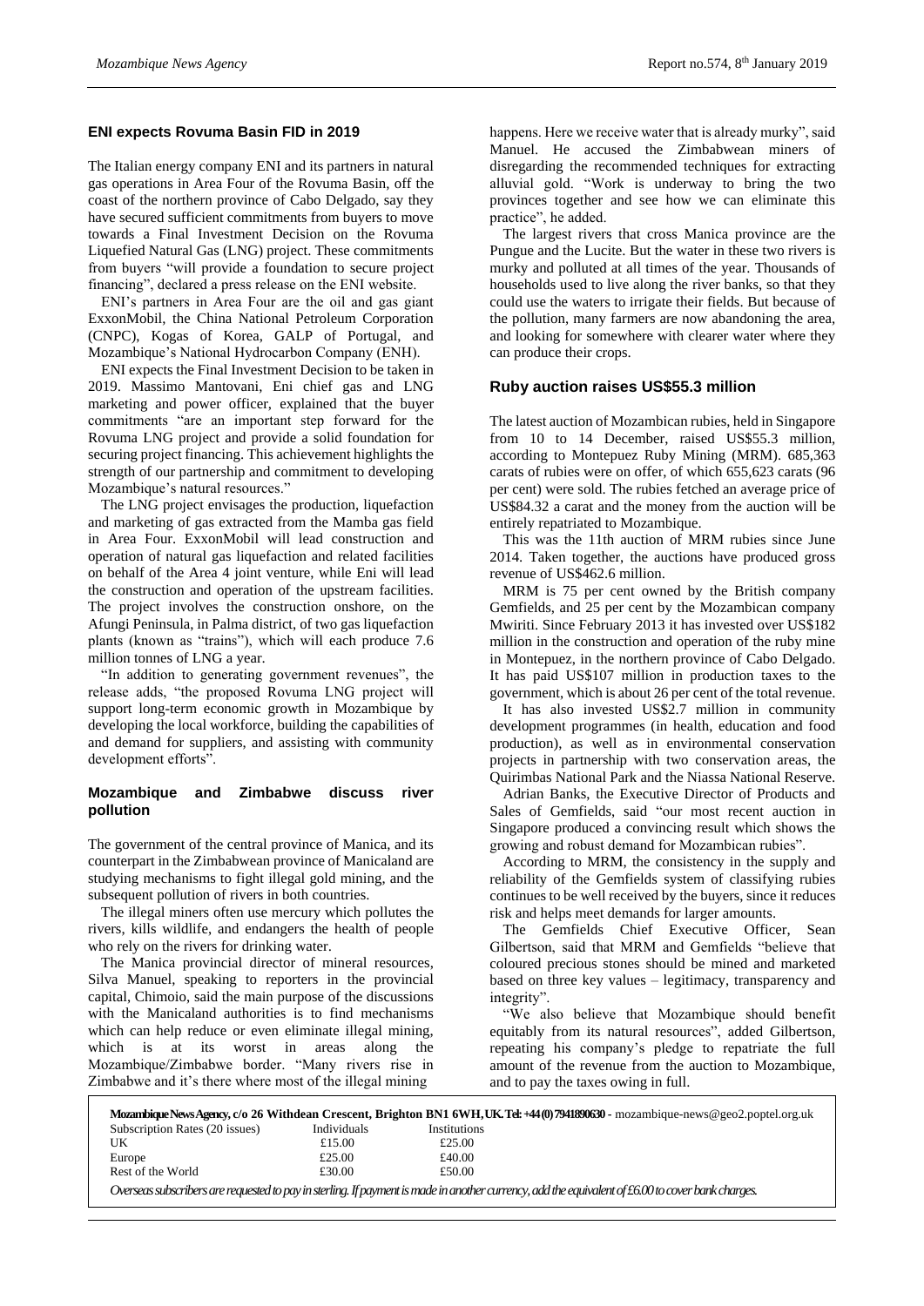## ENI expects Rovuma Basin FID in 2019

The Italian energy company ENI and its partners in natural gas operations in Area Four of the Rovuma Basin, off the coast of the northern province of Cabo Delgado, say they have secured sufficient commitments from buyers to move towards a Final Investment Decision on the Rovuma Liquefied Natural Gas (LNG) project. These commitments from buyers "will provide a foundation to secure project financing", declared a press release on the ENI website.

ENI's partners in Area Four are the oil and gas giant ExxonMobil, the China National Petroleum Corporation (CNPC), Kogas of Korea, GALP of Portugal, and Mozambique's National Hydrocarbon Company (ENH).

ENI expects the Final Investment Decision to be taken in 2019. Massimo Mantovani, Eni chief gas and LNG marketing and power officer, explained that the buyer commitments "are an important step forward for the Rovuma LNG project and provide a solid foundation for securing project financing. This achievement highlights the strength of our partnership and commitment to developing Mozambique's natural resources."

The LNG project envisages the production, liquefaction and marketing of gas extracted from the Mamba gas field in Area Four. ExxonMobil will lead construction and operation of natural gas liquefaction and related facilities on behalf of the Area 4 joint venture, while Eni will lead the construction and operation of the upstream facilities. The project involves the construction onshore, on the Afungi Peninsula, in Palma district, of two gas liquefaction plants (known as "trains"), which will each produce 7.6 million tonnes of LNG a year.

"In addition to generating government revenues", the release adds, "the proposed Rovuma LNG project will support long-term economic growth in Mozambique by developing the local workforce, building the capabilities of and demand for suppliers, and assisting with community development efforts".

## Mozambique and Zimbabwe discuss river pollution

The government of the central province of Manica, and its counterpart in the Zimbabwean province of Manicaland are studying mechanisms to fight illegal gold mining, and the subsequent pollution of rivers in both countries.

The illegal miners often use mercury which pollutes the rivers, kills wildlife, and endangers the health of people who rely on the rivers for drinking water.

The Manica provincial director of mineral resources, Silva Manuel, speaking to reporters in the provincial capital, Chimoio, said the main purpose of the discussions with the Manicaland authorities is to find mechanisms which can help reduce or even eliminate illegal mining, which is at its worst in areas along the Mozambique/Zimbabwe border. "Many rivers rise in Zimbabwe and it's there where most of the illegal mining happens. Here we receive water that is already murky", said Manuel. He accused the Zimbabwean miners of disregarding the recommended techniques for extracting alluvial gold. "Work is underway to bring the two provinces together and see how we can eliminate this practice", he added.

The largest rivers that cross Manica province are the Pungue and the Lucite. But the water in these two rivers is murky and polluted at all times of the year. Thousands of households used to live along the river banks, so that they could use the waters to irrigate their fields. But because of the pollution, many farmers are now abandoning the area, and looking for somewhere with clearer water where they can produce their crops.

## Ruby auction raises US$55.3 million

The latest auction of Mozambican rubies, held in Singapore from 10 to 14 December, raised US$55.3 million, according to Montepuez Ruby Mining (MRM). 685,363 carats of rubies were on offer, of which 655,623 carats (96 per cent) were sold. The rubies fetched an average price of US$84.32 a carat and the money from the auction will be entirely repatriated to Mozambique.

This was the 11th auction of MRM rubies since June 2014. Taken together, the auctions have produced gross revenue of US$462.6 million.

MRM is 75 per cent owned by the British company Gemfields, and 25 per cent by the Mozambican company Mwiriti. Since February 2013 it has invested over US$182 million in the construction and operation of the ruby mine in Montepuez, in the northern province of Cabo Delgado. It has paid US$107 million in production taxes to the government, which is about 26 per cent of the total revenue.

It has also invested US$2.7 million in community development programmes (in health, education and food production), as well as in environmental conservation projects in partnership with two conservation areas, the Quirimbas National Park and the Niassa National Reserve.

Adrian Banks, the Executive Director of Products and Sales of Gemfields, said "our most recent auction in Singapore produced a convincing result which shows the growing and robust demand for Mozambican rubies".

According to MRM, the consistency in the supply and reliability of the Gemfields system of classifying rubies continues to be well received by the buyers, since it reduces risk and helps meet demands for larger amounts.

The Gemfields Chief Executive Officer, Sean Gilbertson, said that MRM and Gemfields "believe that coloured precious stones should be mined and marketed based on three key values – legitimacy, transparency and integrity".

"We also believe that Mozambique should benefit equitably from its natural resources", added Gilbertson, repeating his company's pledge to repatriate the full amount of the revenue from the auction to Mozambique, and to pay the taxes owing in full.

**Mozambique News Agency, c/o 26 Withdean Crescent, Brighton BN1 6WH, UK. Tel: +44 (0) 7941890630** - mozambique-news@geo2.poptel.org.uk

| Subscription Rates (20 issues) | Individuals | Institutions |
|---|---|---|
| UK | £15.00 | £25.00 |
| Europe | £25.00 | £40.00 |
| Rest of the World | £30.00 | £50.00 |

*Overseas subscribers are requested to pay in sterling. If payment is made in another currency, add the equivalent of £6.00 to cover bank charges.*